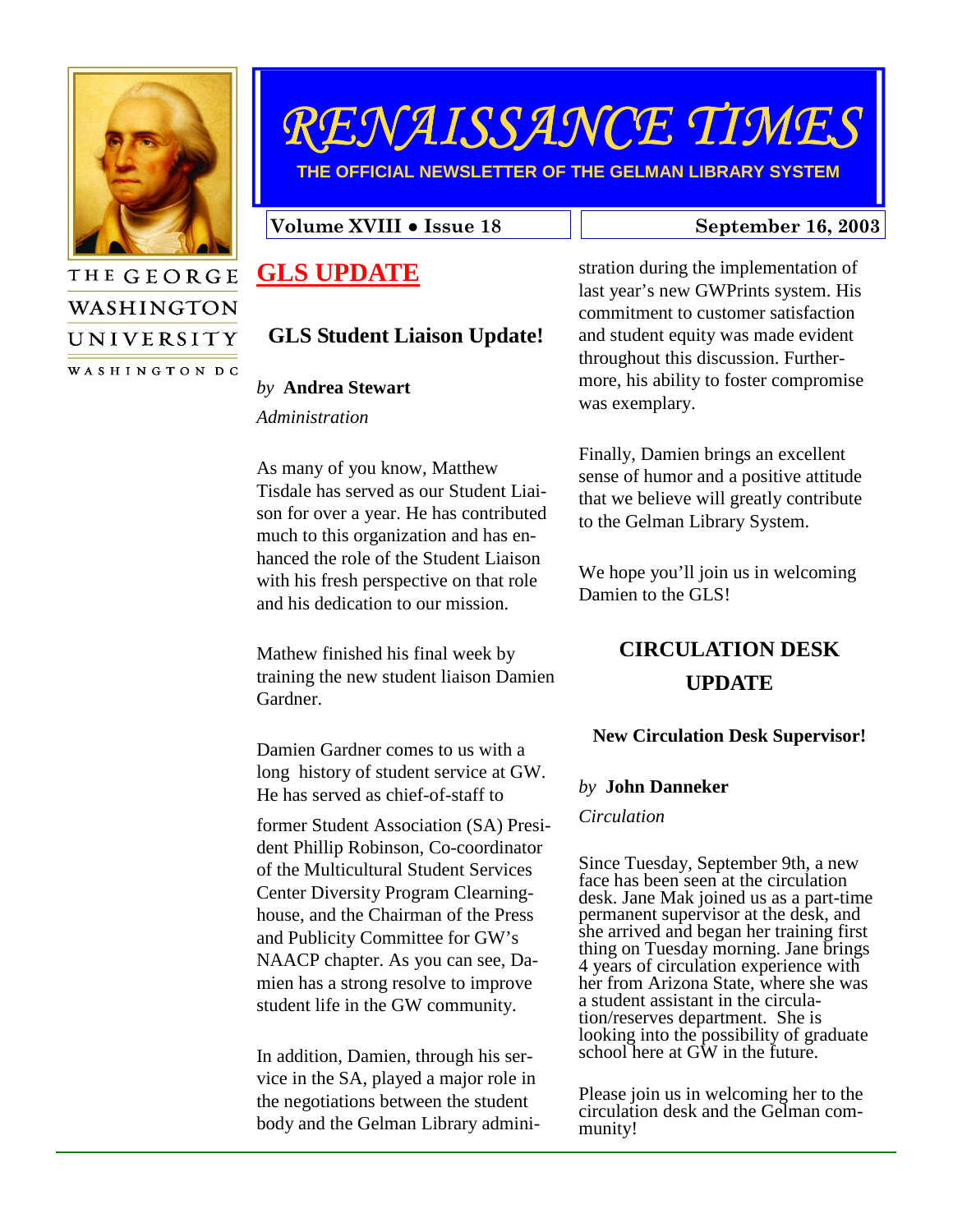THE GEORGE WASHINGTON UNIVERSITY

WASHINGTON DC

# RENAISSANCE TIMES

THE OFFICIAL NEWSLETTER OF THE GELMAN LIBRARY SYSTEM

Volume XVIII • Issue 18 | September 16, 2003

## GLS UPDATE

### GLS Student Liaison Update!

*by* **Andrea Stewart**

*Administration*

As many of you know, Matthew Tisdale has served as our Student Liaison for over a year. He has contributed much to this organization and has enhanced the role of the Student Liaison with his fresh perspective on that role and his dedication to our mission.

Mathew finished his final week by training the new student liaison Damien Gardner.

Damien Gardner comes to us with a long history of student service at GW. He has served as chief-of-staff to former Student Association (SA) President Phillip Robinson, Co-coordinator of the Multicultural Student Services Center Diversity Program Clearninghouse, and the Chairman of the Press and Publicity Committee for GW's NAACP chapter. As you can see, Damien has a strong resolve to improve student life in the GW community.

In addition, Damien, through his service in the SA, played a major role in the negotiations between the student body and the Gelman Library administration during the implementation of last year's new GWPrints system. His commitment to customer satisfaction and student equity was made evident throughout this discussion. Furthermore, his ability to foster compromise was exemplary.

Finally, Damien brings an excellent sense of humor and a positive attitude that we believe will greatly contribute to the Gelman Library System.

We hope you'll join us in welcoming Damien to the GLS!

## CIRCULATION DESK UPDATE

### New Circulation Desk Supervisor!

*by* **John Danneker**

*Circulation*

Since Tuesday, September 9th, a new face has been seen at the circulation desk. Jane Mak joined us as a part-time permanent supervisor at the desk, and she arrived and began her training first thing on Tuesday morning. Jane brings 4 years of circulation experience with her from Arizona State, where she was a student assistant in the circulation/reserves department. She is looking into the possibility of graduate school here at GW in the future.

Please join us in welcoming her to the circulation desk and the Gelman community!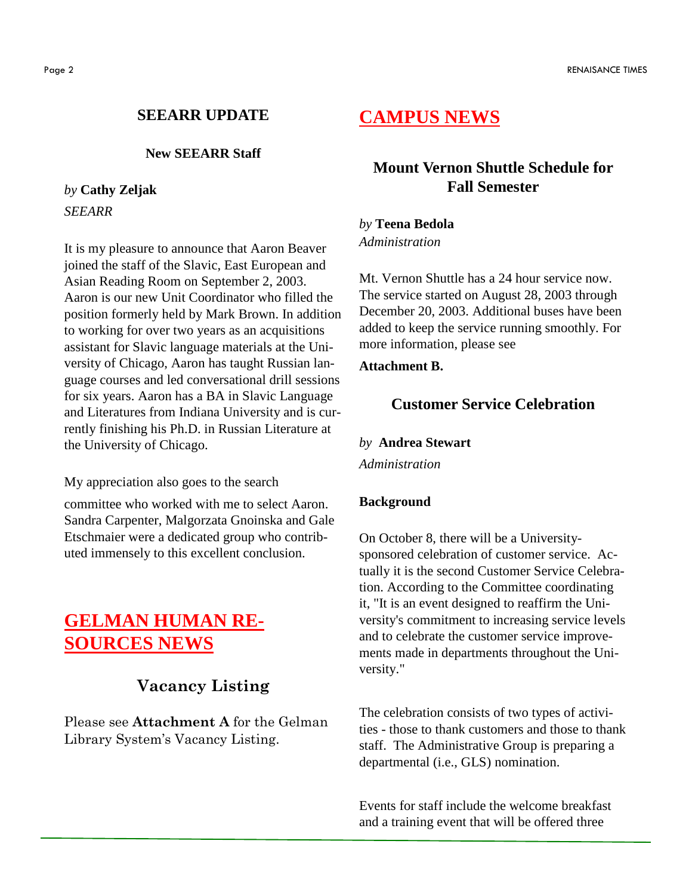## SEEARR UPDATE

### New SEEARR Staff

*by* **Cathy Zeljak**

*SEEARR*

It is my pleasure to announce that Aaron Beaver joined the staff of the Slavic, East European and Asian Reading Room on September 2, 2003. Aaron is our new Unit Coordinator who filled the position formerly held by Mark Brown. In addition to working for over two years as an acquisitions assistant for Slavic language materials at the University of Chicago, Aaron has taught Russian language courses and led conversational drill sessions for six years. Aaron has a BA in Slavic Language and Literatures from Indiana University and is currently finishing his Ph.D. in Russian Literature at the University of Chicago.

My appreciation also goes to the search committee who worked with me to select Aaron. Sandra Carpenter, Malgorzata Gnoinska and Gale Etschmaier were a dedicated group who contributed immensely to this excellent conclusion.

## GELMAN HUMAN RESOURCES NEWS

### Vacancy Listing

Please see **Attachment A** for the Gelman Library System's Vacancy Listing.

## CAMPUS NEWS

### Mount Vernon Shuttle Schedule for Fall Semester

*by* **Teena Bedola**

*Administration*

Mt. Vernon Shuttle has a 24 hour service now. The service started on August 28, 2003 through December 20, 2003. Additional buses have been added to keep the service running smoothly. For more information, please see

**Attachment B.**

### Customer Service Celebration

*by* **Andrea Stewart**

*Administration*

**Background**

On October 8, there will be a University-sponsored celebration of customer service. Actually it is the second Customer Service Celebration. According to the Committee coordinating it, "It is an event designed to reaffirm the University's commitment to increasing service levels and to celebrate the customer service improvements made in departments throughout the University."

The celebration consists of two types of activities - those to thank customers and those to thank staff. The Administrative Group is preparing a departmental (i.e., GLS) nomination.

Events for staff include the welcome breakfast and a training event that will be offered three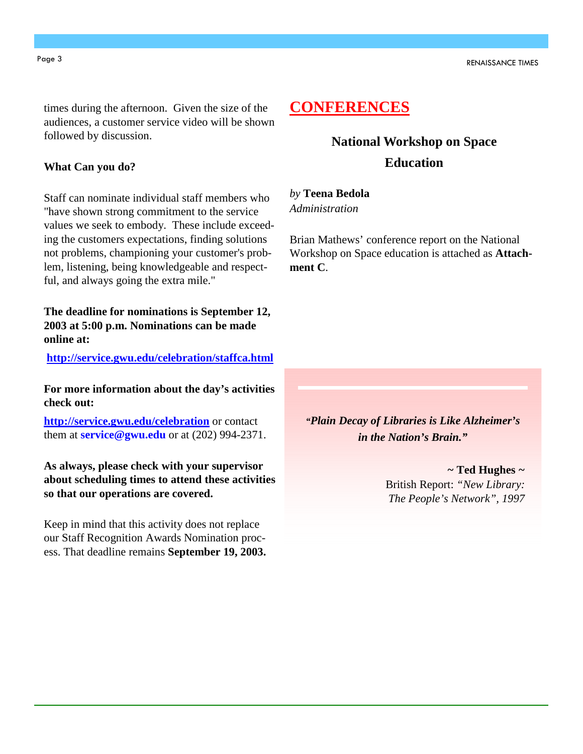times during the afternoon. Given the size of the audiences, a customer service video will be shown followed by discussion.

**What Can you do?**

Staff can nominate individual staff members who "have shown strong commitment to the service values we seek to embody. These include exceeding the customers expectations, finding solutions not problems, championing your customer's problem, listening, being knowledgeable and respectful, and always going the extra mile."

**The deadline for nominations is September 12, 2003 at 5:00 p.m. Nominations can be made online at:**

**http://service.gwu.edu/celebration/staffca.html**

**For more information about the day's activities check out:**

**http://service.gwu.edu/celebration** or contact them at **service@gwu.edu** or at (202) 994-2371.

**As always, please check with your supervisor about scheduling times to attend these activities so that our operations are covered.**

Keep in mind that this activity does not replace our Staff Recognition Awards Nomination process. That deadline remains **September 19, 2003.**

## CONFERENCES

### National Workshop on Space Education

*by* **Teena Bedola**
*Administration*

Brian Mathews' conference report on the National Workshop on Space education is attached as **Attachment C**.

***"Plain Decay of Libraries is Like Alzheimer's in the Nation's Brain."***

**~ Ted Hughes ~**
British Report: *"New Library: The People's Network", 1997*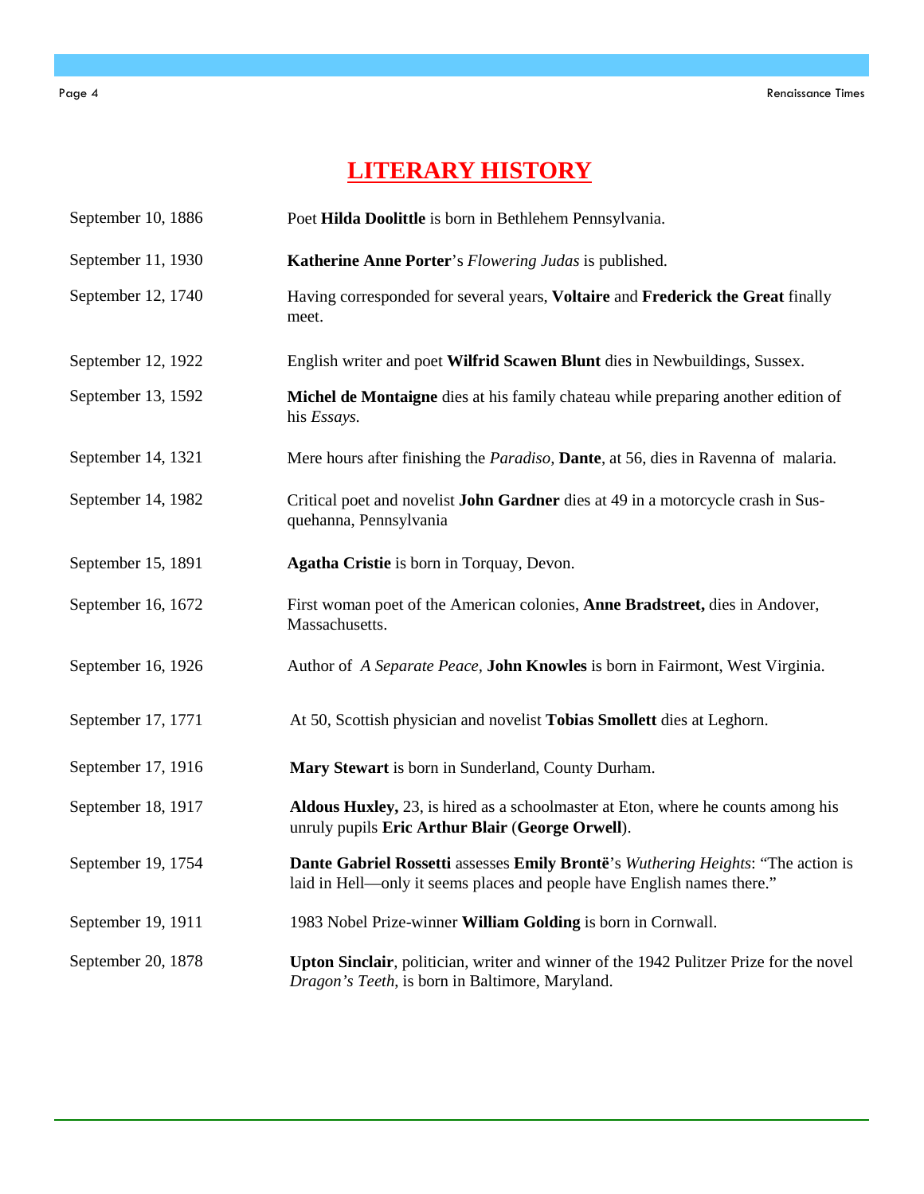# LITERARY HISTORY

| | |
|---|---|
| September 10, 1886 | Poet **Hilda Doolittle** is born in Bethlehem Pennsylvania. |
| September 11, 1930 | **Katherine Anne Porter**'s *Flowering Judas* is published. |
| September 12, 1740 | Having corresponded for several years, **Voltaire** and **Frederick the Great** finally meet. |
| September 12, 1922 | English writer and poet **Wilfrid Scawen Blunt** dies in Newbuildings, Sussex. |
| September 13, 1592 | **Michel de Montaigne** dies at his family chateau while preparing another edition of his *Essays.* |
| September 14, 1321 | Mere hours after finishing the *Paradiso,* **Dante**, at 56, dies in Ravenna of malaria. |
| September 14, 1982 | Critical poet and novelist **John Gardner** dies at 49 in a motorcycle crash in Susquehanna, Pennsylvania |
| September 15, 1891 | **Agatha Cristie** is born in Torquay, Devon. |
| September 16, 1672 | First woman poet of the American colonies, **Anne Bradstreet,** dies in Andover, Massachusetts. |
| September 16, 1926 | Author of *A Separate Peace,* **John Knowles** is born in Fairmont, West Virginia. |
| September 17, 1771 | At 50, Scottish physician and novelist **Tobias Smollett** dies at Leghorn. |
| September 17, 1916 | **Mary Stewart** is born in Sunderland, County Durham. |
| September 18, 1917 | **Aldous Huxley,** 23, is hired as a schoolmaster at Eton, where he counts among his unruly pupils **Eric Arthur Blair** (**George Orwell**). |
| September 19, 1754 | **Dante Gabriel Rossetti** assesses **Emily Brontë**'s *Wuthering Heights*: "The action is laid in Hell—only it seems places and people have English names there." |
| September 19, 1911 | 1983 Nobel Prize-winner **William Golding** is born in Cornwall. |
| September 20, 1878 | **Upton Sinclair**, politician, writer and winner of the 1942 Pulitzer Prize for the novel *Dragon's Teeth*, is born in Baltimore, Maryland. |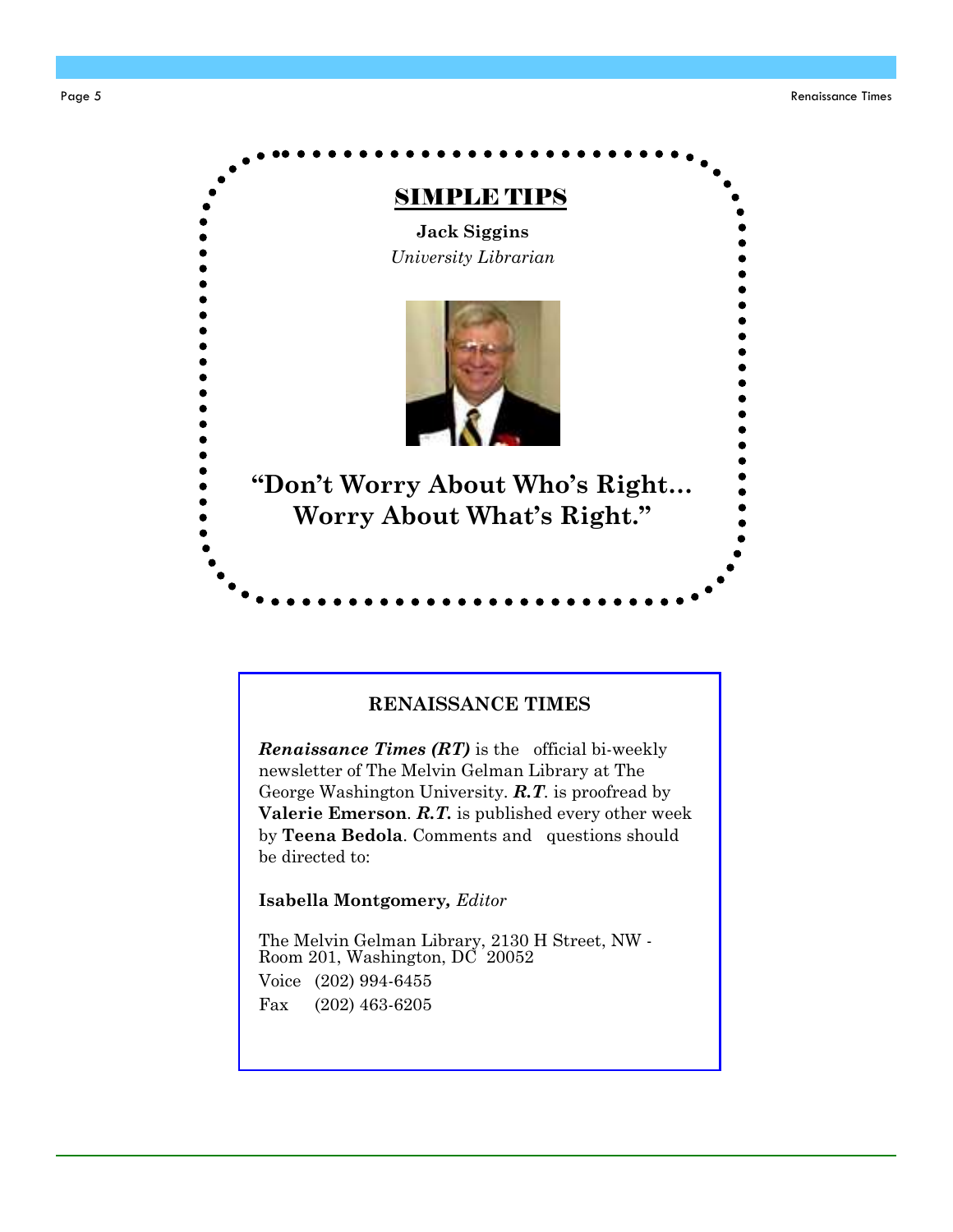## SIMPLE TIPS

**Jack Siggins**

*University Librarian*

**"Don't Worry About Who's Right… Worry About What's Right."**

### RENAISSANCE TIMES

***Renaissance Times (RT)*** is the official bi-weekly newsletter of The Melvin Gelman Library at The George Washington University. ***R.T***. is proofread by **Valerie Emerson**. ***R.T.*** is published every other week by **Teena Bedola**. Comments and questions should be directed to:

**Isabella Montgomery***, Editor*

The Melvin Gelman Library, 2130 H Street, NW - Room 201, Washington, DC 20052

Voice (202) 994-6455

Fax (202) 463-6205